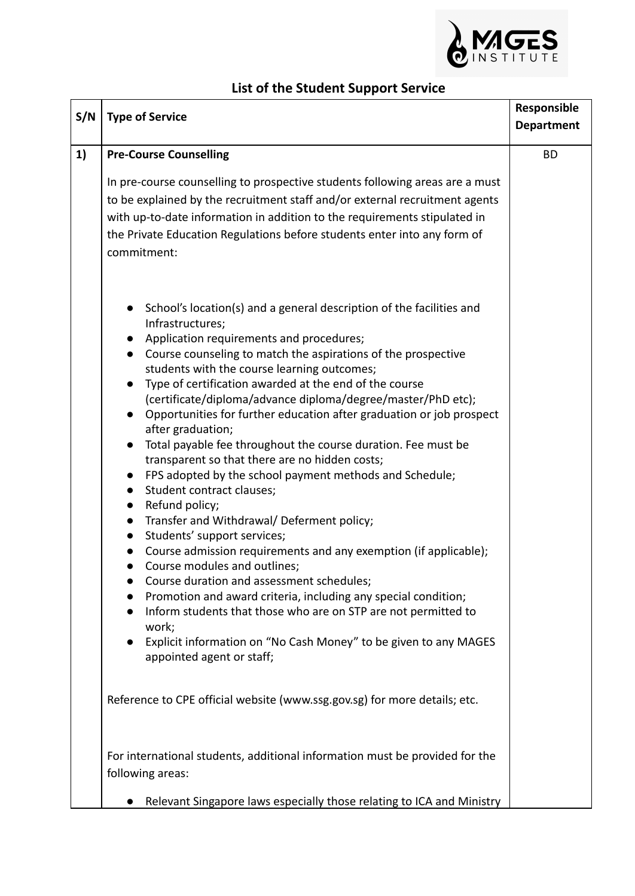# List of the Student Support Service

| S/N | Type of Service | Responsible Department |
|---|---|---|
| 1) | **Pre-Course Counselling**<br><br>In pre-course counselling to prospective students following areas are a must to be explained by the recruitment staff and/or external recruitment agents with up-to-date information in addition to the requirements stipulated in the Private Education Regulations before students enter into any form of commitment:<br><br>● School's location(s) and a general description of the facilities and Infrastructures;<br>● Application requirements and procedures;<br>● Course counseling to match the aspirations of the prospective students with the course learning outcomes;<br>● Type of certification awarded at the end of the course (certificate/diploma/advance diploma/degree/master/PhD etc);<br>● Opportunities for further education after graduation or job prospect after graduation;<br>● Total payable fee throughout the course duration. Fee must be transparent so that there are no hidden costs;<br>● FPS adopted by the school payment methods and Schedule;<br>● Student contract clauses;<br>● Refund policy;<br>● Transfer and Withdrawal/ Deferment policy;<br>● Students' support services;<br>● Course admission requirements and any exemption (if applicable);<br>● Course modules and outlines;<br>● Course duration and assessment schedules;<br>● Promotion and award criteria, including any special condition;<br>● Inform students that those who are on STP are not permitted to work;<br>● Explicit information on "No Cash Money" to be given to any MAGES appointed agent or staff;<br><br>Reference to CPE official website (www.ssg.gov.sg) for more details; etc.<br><br>For international students, additional information must be provided for the following areas:<br><br>● Relevant Singapore laws especially those relating to ICA and Ministry | BD |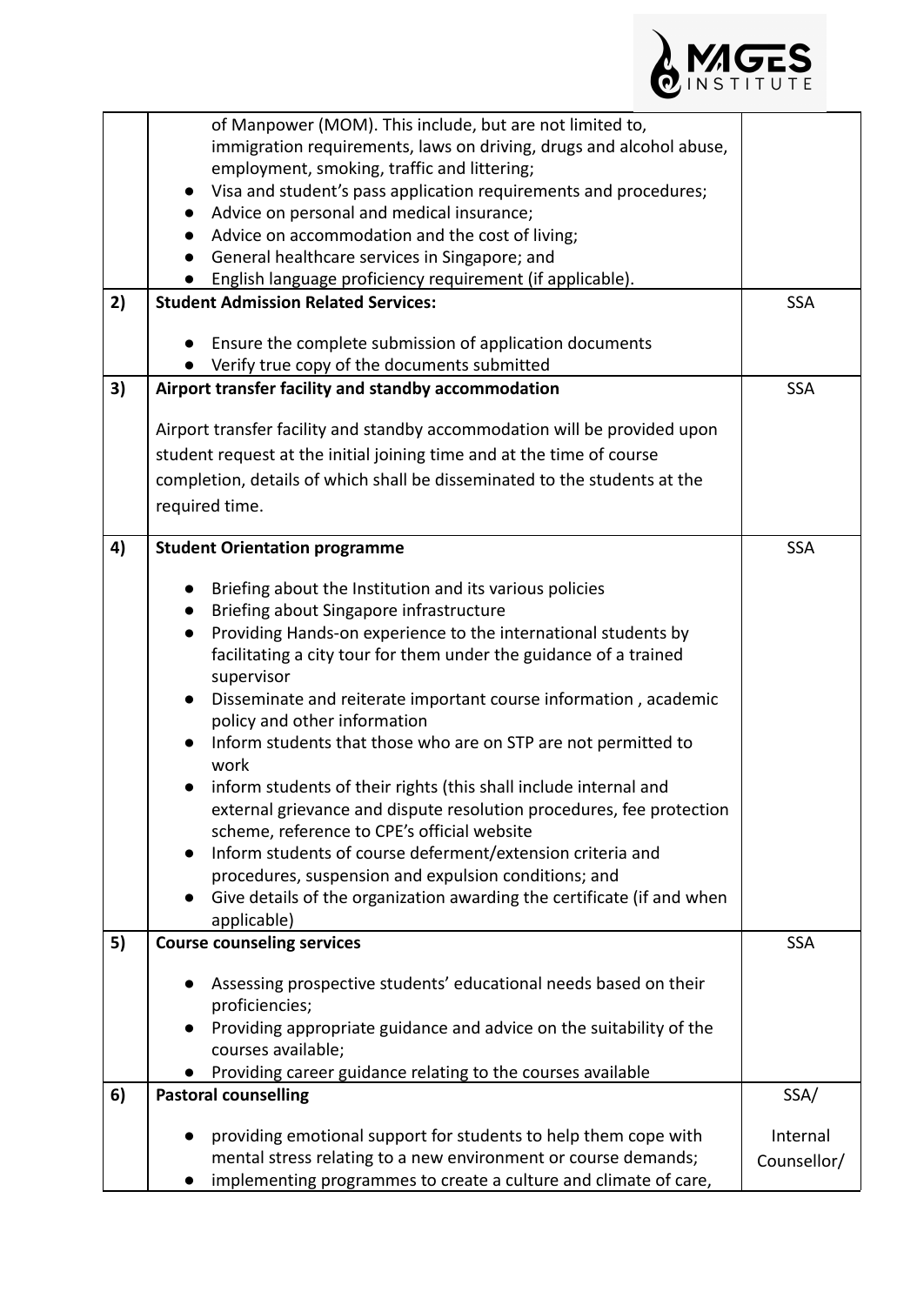| | | |
|---|---|---|
| | of Manpower (MOM). This include, but are not limited to, immigration requirements, laws on driving, drugs and alcohol abuse, employment, smoking, traffic and littering;<br>• Visa and student's pass application requirements and procedures;<br>• Advice on personal and medical insurance;<br>• Advice on accommodation and the cost of living;<br>• General healthcare services in Singapore; and<br>• English language proficiency requirement (if applicable). | |
| **2)** | **Student Admission Related Services:**<br><br>• Ensure the complete submission of application documents<br>• Verify true copy of the documents submitted | SSA |
| **3)** | **Airport transfer facility and standby accommodation**<br><br>Airport transfer facility and standby accommodation will be provided upon student request at the initial joining time and at the time of course completion, details of which shall be disseminated to the students at the required time. | SSA |
| **4)** | **Student Orientation programme**<br><br>• Briefing about the Institution and its various policies<br>• Briefing about Singapore infrastructure<br>• Providing Hands-on experience to the international students by facilitating a city tour for them under the guidance of a trained supervisor<br>• Disseminate and reiterate important course information , academic policy and other information<br>• Inform students that those who are on STP are not permitted to work<br>• inform students of their rights (this shall include internal and external grievance and dispute resolution procedures, fee protection scheme, reference to CPE's official website<br>• Inform students of course deferment/extension criteria and procedures, suspension and expulsion conditions; and<br>• Give details of the organization awarding the certificate (if and when applicable) | SSA |
| **5)** | **Course counseling services**<br><br>• Assessing prospective students' educational needs based on their proficiencies;<br>• Providing appropriate guidance and advice on the suitability of the courses available;<br>• Providing career guidance relating to the courses available | SSA |
| **6)** | **Pastoral counselling**<br><br>• providing emotional support for students to help them cope with mental stress relating to a new environment or course demands;<br>• implementing programmes to create a culture and climate of care, | SSA/<br><br>Internal Counsellor/ |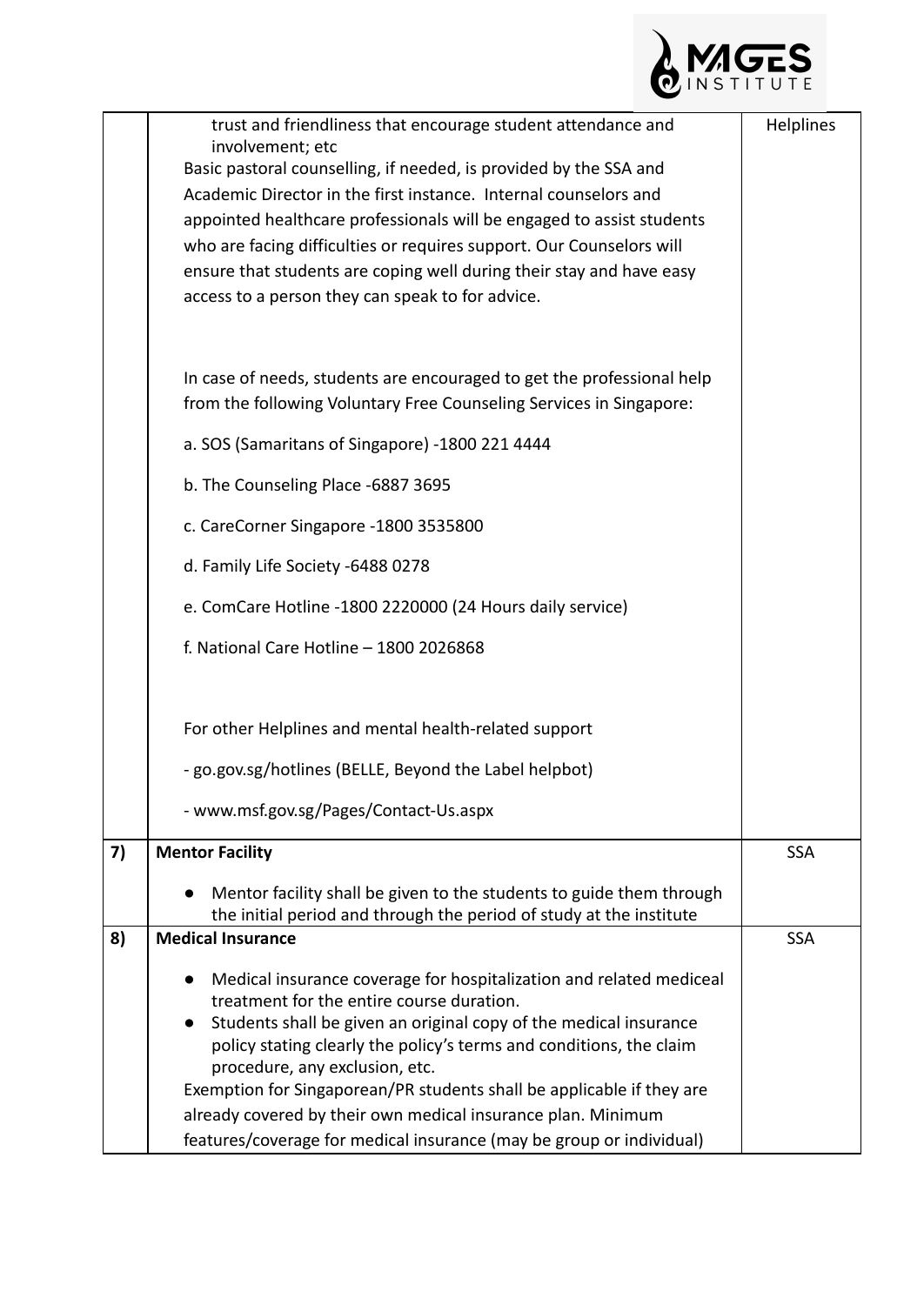| | | |
|---|---|---|
| | trust and friendliness that encourage student attendance and involvement; etc<br>Basic pastoral counselling, if needed, is provided by the SSA and Academic Director in the first instance. Internal counselors and appointed healthcare professionals will be engaged to assist students who are facing difficulties or requires support. Our Counselors will ensure that students are coping well during their stay and have easy access to a person they can speak to for advice.<br><br>In case of needs, students are encouraged to get the professional help from the following Voluntary Free Counseling Services in Singapore:<br>a. SOS (Samaritans of Singapore) -1800 221 4444<br>b. The Counseling Place -6887 3695<br>c. CareCorner Singapore -1800 3535800<br>d. Family Life Society -6488 0278<br>e. ComCare Hotline -1800 2220000 (24 Hours daily service)<br>f. National Care Hotline – 1800 2026868<br><br>For other Helplines and mental health-related support<br>- go.gov.sg/hotlines (BELLE, Beyond the Label helpbot)<br>- www.msf.gov.sg/Pages/Contact-Us.aspx | Helplines |
| 7) | **Mentor Facility**<br>● Mentor facility shall be given to the students to guide them through the initial period and through the period of study at the institute | SSA |
| 8) | **Medical Insurance**<br>● Medical insurance coverage for hospitalization and related mediceal treatment for the entire course duration.<br>● Students shall be given an original copy of the medical insurance policy stating clearly the policy's terms and conditions, the claim procedure, any exclusion, etc.<br>Exemption for Singaporean/PR students shall be applicable if they are already covered by their own medical insurance plan. Minimum features/coverage for medical insurance (may be group or individual) | SSA |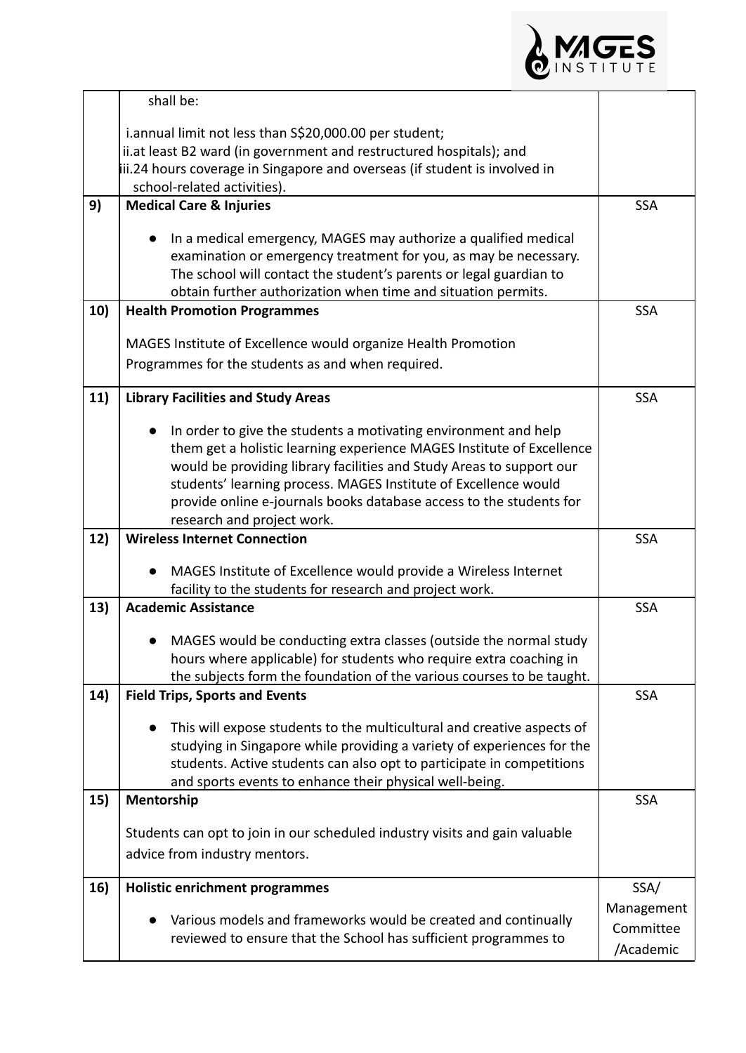| | | |
|---|---|---|
| | shall be:<br><br>i. annual limit not less than S$20,000.00 per student;<br>ii. at least B2 ward (in government and restructured hospitals); and<br>iii. 24 hours coverage in Singapore and overseas (if student is involved in school-related activities). | |
| 9) | **Medical Care & Injuries**<br><br>• In a medical emergency, MAGES may authorize a qualified medical examination or emergency treatment for you, as may be necessary. The school will contact the student's parents or legal guardian to obtain further authorization when time and situation permits. | SSA |
| 10) | **Health Promotion Programmes**<br><br>MAGES Institute of Excellence would organize Health Promotion Programmes for the students as and when required. | SSA |
| 11) | **Library Facilities and Study Areas**<br><br>• In order to give the students a motivating environment and help them get a holistic learning experience MAGES Institute of Excellence would be providing library facilities and Study Areas to support our students' learning process. MAGES Institute of Excellence would provide online e-journals books database access to the students for research and project work. | SSA |
| 12) | **Wireless Internet Connection**<br><br>• MAGES Institute of Excellence would provide a Wireless Internet facility to the students for research and project work. | SSA |
| 13) | **Academic Assistance**<br><br>• MAGES would be conducting extra classes (outside the normal study hours where applicable) for students who require extra coaching in the subjects form the foundation of the various courses to be taught. | SSA |
| 14) | **Field Trips, Sports and Events**<br><br>• This will expose students to the multicultural and creative aspects of studying in Singapore while providing a variety of experiences for the students. Active students can also opt to participate in competitions and sports events to enhance their physical well-being. | SSA |
| 15) | **Mentorship**<br><br>Students can opt to join in our scheduled industry visits and gain valuable advice from industry mentors. | SSA |
| 16) | **Holistic enrichment programmes**<br><br>• Various models and frameworks would be created and continually reviewed to ensure that the School has sufficient programmes to | SSA/ Management Committee /Academic |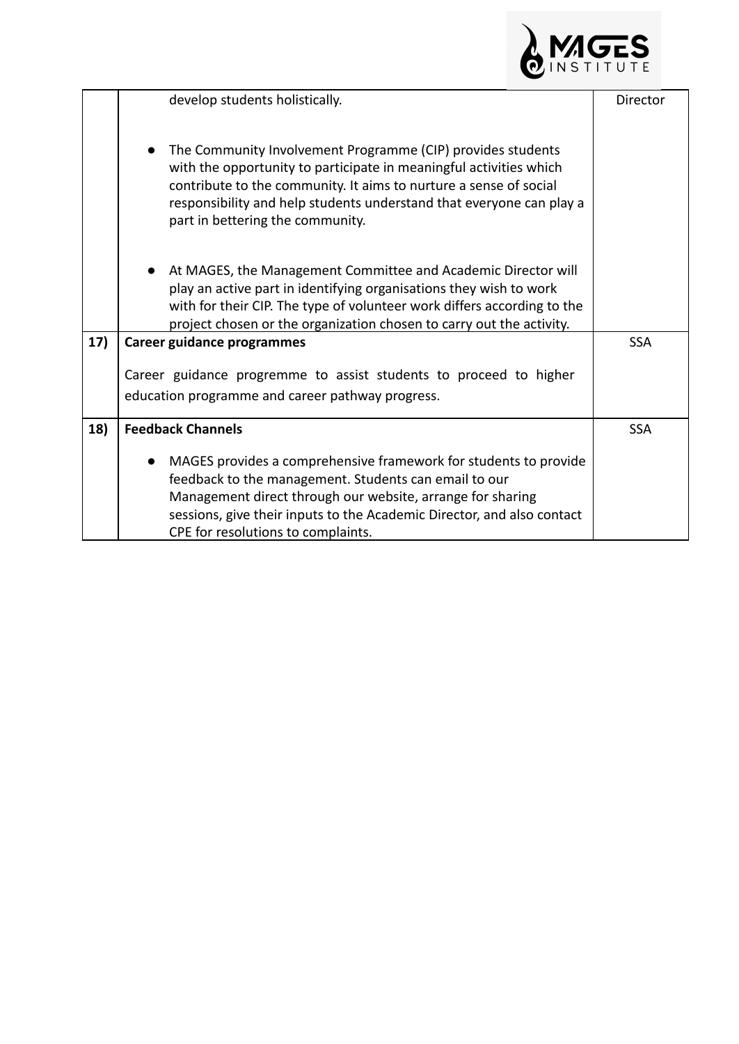| | | |
|---|---|---|
| | develop students holistically.<br><br>• The Community Involvement Programme (CIP) provides students with the opportunity to participate in meaningful activities which contribute to the community. It aims to nurture a sense of social responsibility and help students understand that everyone can play a part in bettering the community.<br><br>• At MAGES, the Management Committee and Academic Director will play an active part in identifying organisations they wish to work with for their CIP. The type of volunteer work differs according to the project chosen or the organization chosen to carry out the activity. | Director |
| **17)** | **Career guidance programmes**<br><br>Career guidance progremme to assist students to proceed to higher education programme and career pathway progress. | SSA |
| **18)** | **Feedback Channels**<br><br>• MAGES provides a comprehensive framework for students to provide feedback to the management. Students can email to our Management direct through our website, arrange for sharing sessions, give their inputs to the Academic Director, and also contact CPE for resolutions to complaints. | SSA |